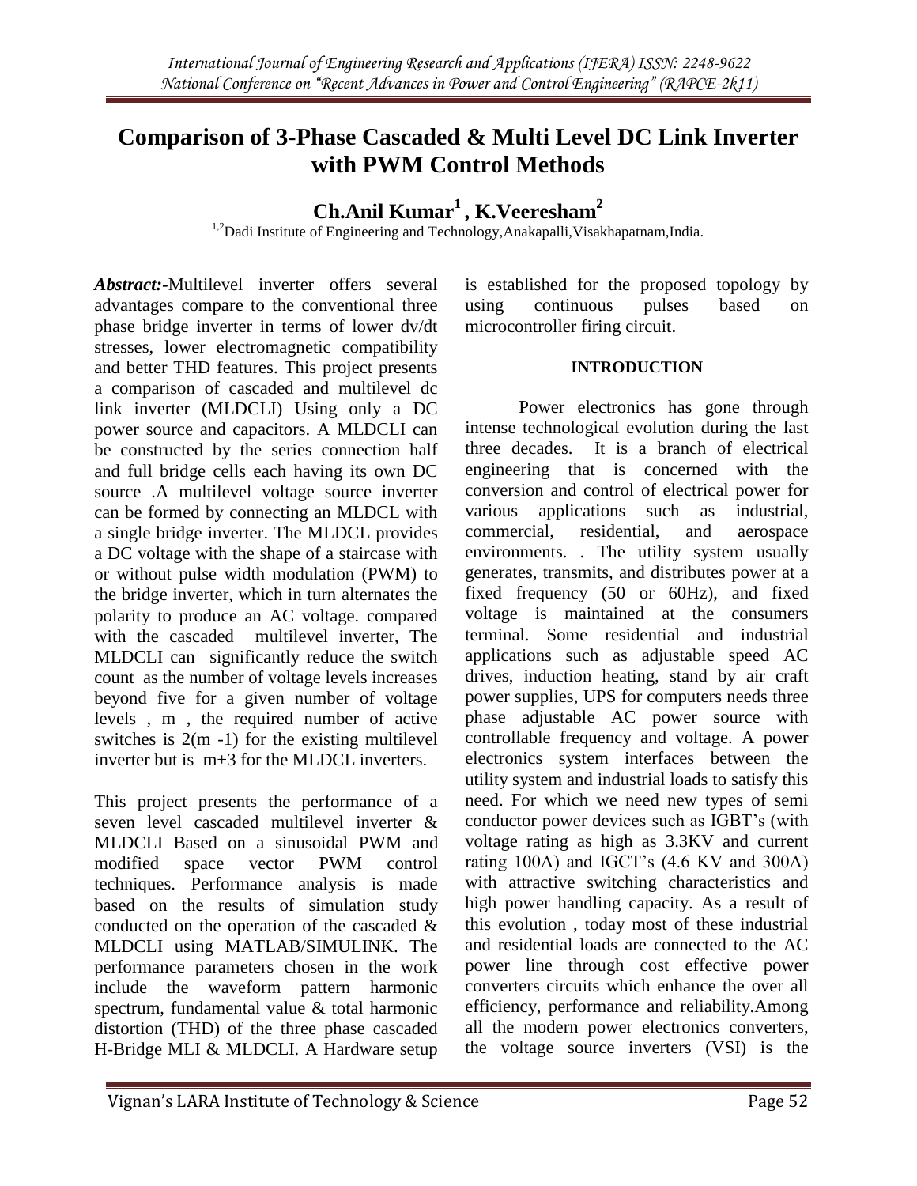# Comparison of 3-Phase Cascaded & Multi Level DC Link Inverter with PWM Control Methods

**Ch.Anil Kumar[1] , K.Veeresham[2]**

[1,2]Dadi Institute of Engineering and Technology,Anakapalli,Visakhapatnam,India.

***Abstract:***-Multilevel inverter offers several advantages compare to the conventional three phase bridge inverter in terms of lower dv/dt stresses, lower electromagnetic compatibility and better THD features. This project presents a comparison of cascaded and multilevel dc link inverter (MLDCLI) Using only a DC power source and capacitors. A MLDCLI can be constructed by the series connection half and full bridge cells each having its own DC source .A multilevel voltage source inverter can be formed by connecting an MLDCL with a single bridge inverter. The MLDCL provides a DC voltage with the shape of a staircase with or without pulse width modulation (PWM) to the bridge inverter, which in turn alternates the polarity to produce an AC voltage. compared with the cascaded multilevel inverter, The MLDCLI can significantly reduce the switch count as the number of voltage levels increases beyond five for a given number of voltage levels , m , the required number of active switches is 2(m -1) for the existing multilevel inverter but is m+3 for the MLDCL inverters.

This project presents the performance of a seven level cascaded multilevel inverter & MLDCLI Based on a sinusoidal PWM and modified space vector PWM control techniques. Performance analysis is made based on the results of simulation study conducted on the operation of the cascaded & MLDCLI using MATLAB/SIMULINK. The performance parameters chosen in the work include the waveform pattern harmonic spectrum, fundamental value & total harmonic distortion (THD) of the three phase cascaded H-Bridge MLI & MLDCLI. A Hardware setup is established for the proposed topology by using continuous pulses based on microcontroller firing circuit.

## INTRODUCTION

Power electronics has gone through intense technological evolution during the last three decades. It is a branch of electrical engineering that is concerned with the conversion and control of electrical power for various applications such as industrial, commercial, residential, and aerospace environments. . The utility system usually generates, transmits, and distributes power at a fixed frequency (50 or 60Hz), and fixed voltage is maintained at the consumers terminal. Some residential and industrial applications such as adjustable speed AC drives, induction heating, stand by air craft power supplies, UPS for computers needs three phase adjustable AC power source with controllable frequency and voltage. A power electronics system interfaces between the utility system and industrial loads to satisfy this need. For which we need new types of semi conductor power devices such as IGBT's (with voltage rating as high as 3.3KV and current rating 100A) and IGCT's (4.6 KV and 300A) with attractive switching characteristics and high power handling capacity. As a result of this evolution , today most of these industrial and residential loads are connected to the AC power line through cost effective power converters circuits which enhance the over all efficiency, performance and reliability.Among all the modern power electronics converters, the voltage source inverters (VSI) is the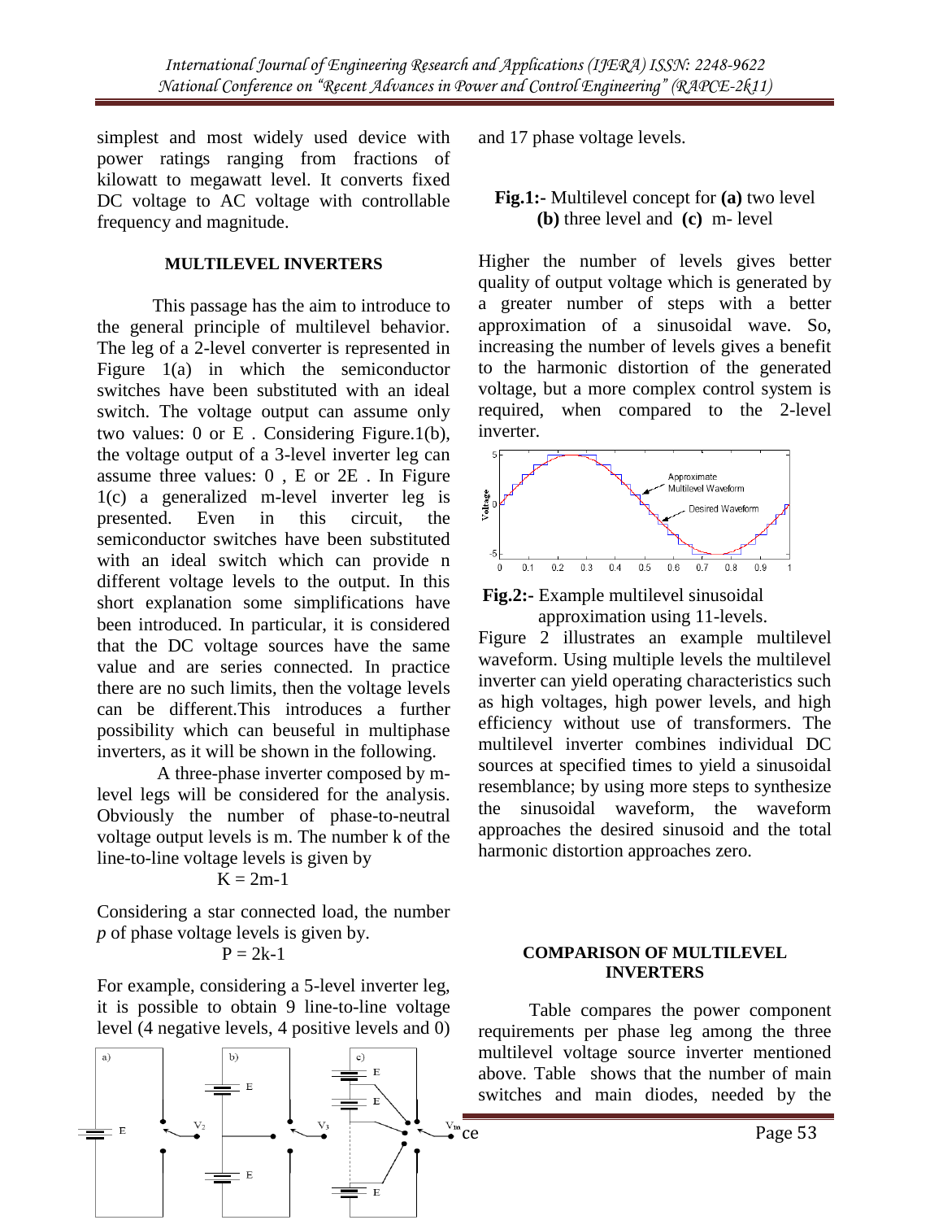simplest and most widely used device with power ratings ranging from fractions of kilowatt to megawatt level. It converts fixed DC voltage to AC voltage with controllable frequency and magnitude.

## MULTILEVEL INVERTERS

This passage has the aim to introduce to the general principle of multilevel behavior. The leg of a 2-level converter is represented in Figure 1(a) in which the semiconductor switches have been substituted with an ideal switch. The voltage output can assume only two values: 0 or E . Considering Figure.1(b), the voltage output of a 3-level inverter leg can assume three values: 0 , E or 2E . In Figure 1(c) a generalized m-level inverter leg is presented. Even in this circuit, the semiconductor switches have been substituted with an ideal switch which can provide n different voltage levels to the output. In this short explanation some simplifications have been introduced. In particular, it is considered that the DC voltage sources have the same value and are series connected. In practice there are no such limits, then the voltage levels can be different.This introduces a further possibility which can beuseful in multiphase inverters, as it will be shown in the following.

A three-phase inverter composed by m-level legs will be considered for the analysis. Obviously the number of phase-to-neutral voltage output levels is m. The number k of the line-to-line voltage levels is given by

$$K = 2m-1$$

Considering a star connected load, the number *p* of phase voltage levels is given by.

$$P = 2k-1$$

For example, considering a 5-level inverter leg, it is possible to obtain 9 line-to-line voltage level (4 negative levels, 4 positive levels and 0) and 17 phase voltage levels.

**Fig.1:-** Multilevel concept for **(a)** two level **(b)** three level and **(c)** m- level

Higher the number of levels gives better quality of output voltage which is generated by a greater number of steps with a better approximation of a sinusoidal wave. So, increasing the number of levels gives a benefit to the harmonic distortion of the generated voltage, but a more complex control system is required, when compared to the 2-level inverter.

**Fig.2:-** Example multilevel sinusoidal approximation using 11-levels.

Figure 2 illustrates an example multilevel waveform. Using multiple levels the multilevel inverter can yield operating characteristics such as high voltages, high power levels, and high efficiency without use of transformers. The multilevel inverter combines individual DC sources at specified times to yield a sinusoidal resemblance; by using more steps to synthesize the sinusoidal waveform, the waveform approaches the desired sinusoid and the total harmonic distortion approaches zero.

## COMPARISON OF MULTILEVEL INVERTERS

Table compares the power component requirements per phase leg among the three multilevel voltage source inverter mentioned above. Table shows that the number of main switches and main diodes, needed by the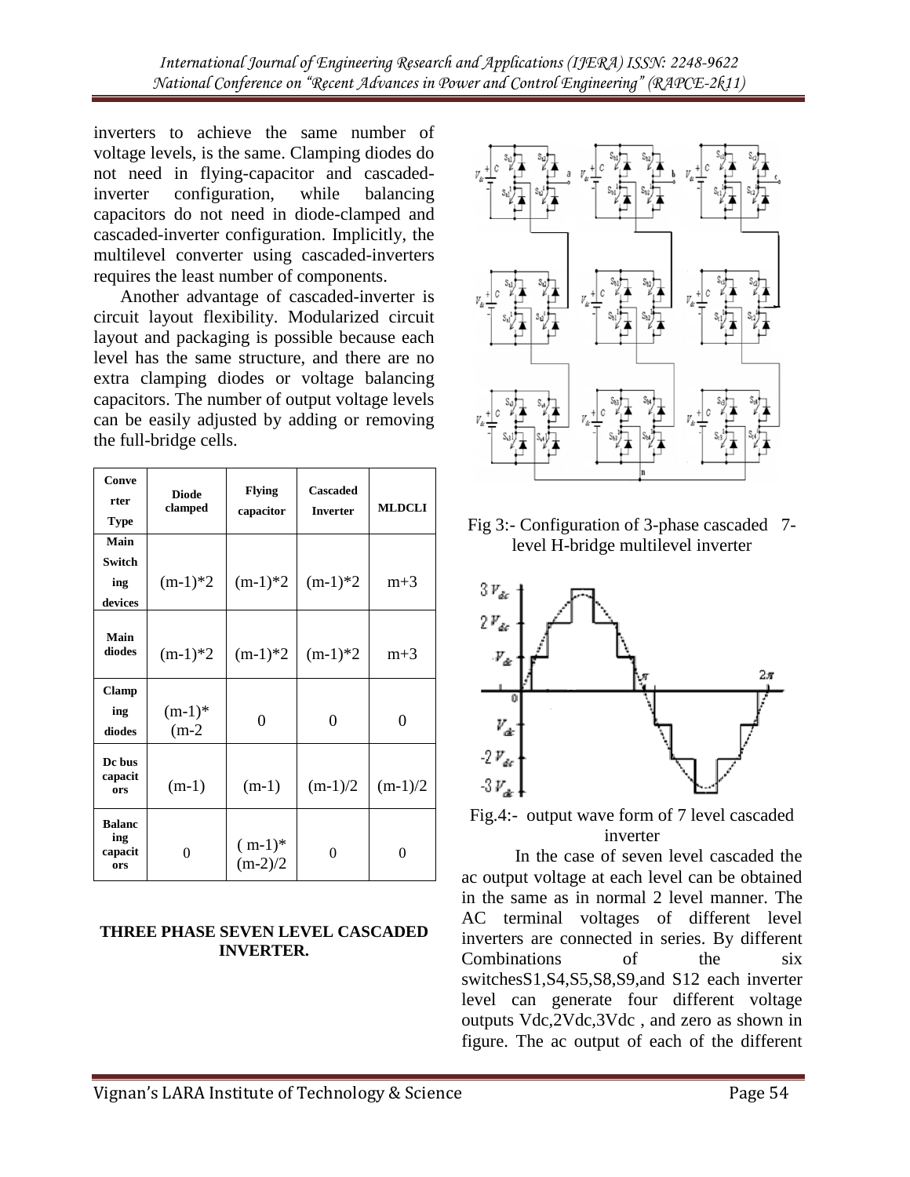inverters to achieve the same number of voltage levels, is the same. Clamping diodes do not need in flying-capacitor and cascaded-inverter configuration, while balancing capacitors do not need in diode-clamped and cascaded-inverter configuration. Implicitly, the multilevel converter using cascaded-inverters requires the least number of components.

Another advantage of cascaded-inverter is circuit layout flexibility. Modularized circuit layout and packaging is possible because each level has the same structure, and there are no extra clamping diodes or voltage balancing capacitors. The number of output voltage levels can be easily adjusted by adding or removing the full-bridge cells.

| Converter Type | Diode clamped | Flying capacitor | Cascaded Inverter | MLDCLI |
|---|---|---|---|---|
| Main Switching devices | (m-1)*2 | (m-1)*2 | (m-1)*2 | m+3 |
| Main diodes | (m-1)*2 | (m-1)*2 | (m-1)*2 | m+3 |
| Clamping diodes | (m-1)*(m-2 | 0 | 0 | 0 |
| Dc bus capacitors | (m-1) | (m-1) | (m-1)/2 | (m-1)/2 |
| Balancing capacitors | 0 | ( m-1)*(m-2)/2 | 0 | 0 |

**THREE PHASE SEVEN LEVEL CASCADED INVERTER.**

Fig 3:- Configuration of 3-phase cascaded 7-level H-bridge multilevel inverter

Fig.4:- output wave form of 7 level cascaded inverter

In the case of seven level cascaded the ac output voltage at each level can be obtained in the same as in normal 2 level manner. The AC terminal voltages of different level inverters are connected in series. By different Combinations of the six switchesS1,S4,S5,S8,S9,and S12 each inverter level can generate four different voltage outputs Vdc,2Vdc,3Vdc , and zero as shown in figure. The ac output of each of the different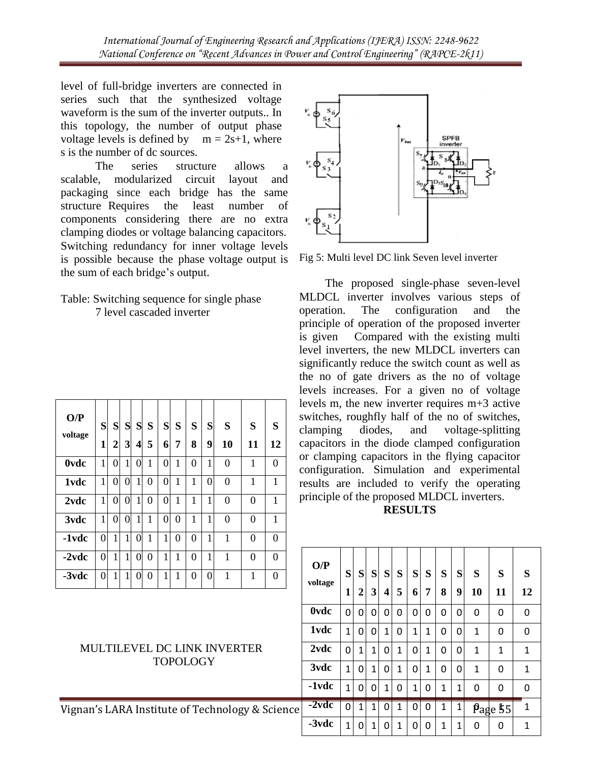level of full-bridge inverters are connected in series such that the synthesized voltage waveform is the sum of the inverter outputs.. In this topology, the number of output phase voltage levels is defined by $m = 2s+1$, where s is the number of dc sources.

The series structure allows a scalable, modularized circuit layout and packaging since each bridge has the same structure Requires the least number of components considering there are no extra clamping diodes or voltage balancing capacitors. Switching redundancy for inner voltage levels is possible because the phase voltage output is the sum of each bridge's output.

Table: Switching sequence for single phase 7 level cascaded inverter

| O/P voltage | S 1 | S 2 | S 3 | S 4 | S 5 | S 6 | S 7 | S 8 | S 9 | S 10 | S 11 | S 12 |
|---|---|---|---|---|---|---|---|---|---|---|---|---|
| 0vdc | 1 | 0 | 1 | 0 | 1 | 0 | 1 | 0 | 1 | 0 | 1 | 0 |
| 1vdc | 1 | 0 | 0 | 1 | 0 | 0 | 1 | 1 | 0 | 0 | 1 | 1 |
| 2vdc | 1 | 0 | 0 | 1 | 0 | 0 | 1 | 1 | 1 | 0 | 0 | 1 |
| 3vdc | 1 | 0 | 0 | 1 | 1 | 0 | 0 | 1 | 1 | 0 | 0 | 1 |
| -1vdc | 0 | 1 | 1 | 0 | 1 | 1 | 0 | 0 | 1 | 1 | 0 | 0 |
| -2vdc | 0 | 1 | 1 | 0 | 0 | 1 | 1 | 0 | 1 | 1 | 0 | 0 |
| -3vdc | 0 | 1 | 1 | 0 | 0 | 1 | 1 | 0 | 0 | 1 | 1 | 0 |

## MULTILEVEL DC LINK INVERTER TOPOLOGY

Fig 5: Multi level DC link Seven level inverter

The proposed single-phase seven-level MLDCL inverter involves various steps of operation. The configuration and the principle of operation of the proposed inverter is given Compared with the existing multi level inverters, the new MLDCL inverters can significantly reduce the switch count as well as the no of gate drivers as the no of voltage levels increases. For a given no of voltage levels m, the new inverter requires m+3 active switches, roughfly half of the no of switches, clamping diodes, and voltage-splitting capacitors in the diode clamped configuration or clamping capacitors in the flying capacitor configuration. Simulation and experimental results are included to verify the operating principle of the proposed MLDCL inverters.

## RESULTS

| O/P voltage | S 1 | S 2 | S 3 | S 4 | S 5 | S 6 | S 7 | S 8 | S 9 | S 10 | S 11 | S 12 |
|---|---|---|---|---|---|---|---|---|---|---|---|---|
| 0vdc | 0 | 0 | 0 | 0 | 0 | 0 | 0 | 0 | 0 | 0 | 0 | 0 |
| 1vdc | 1 | 0 | 0 | 1 | 0 | 1 | 1 | 0 | 0 | 1 | 0 | 0 |
| 2vdc | 0 | 1 | 1 | 0 | 1 | 0 | 1 | 0 | 0 | 1 | 1 | 1 |
| 3vdc | 1 | 0 | 1 | 0 | 1 | 0 | 1 | 0 | 0 | 1 | 0 | 1 |
| -1vdc | 1 | 0 | 0 | 1 | 0 | 1 | 0 | 1 | 1 | 0 | 0 | 0 |
| -2vdc | 0 | 1 | 1 | 0 | 1 | 0 | 0 | 1 | 1 | 0 | 1 | 1 |
| -3vdc | 1 | 0 | 1 | 0 | 1 | 0 | 0 | 1 | 1 | 0 | 0 | 1 |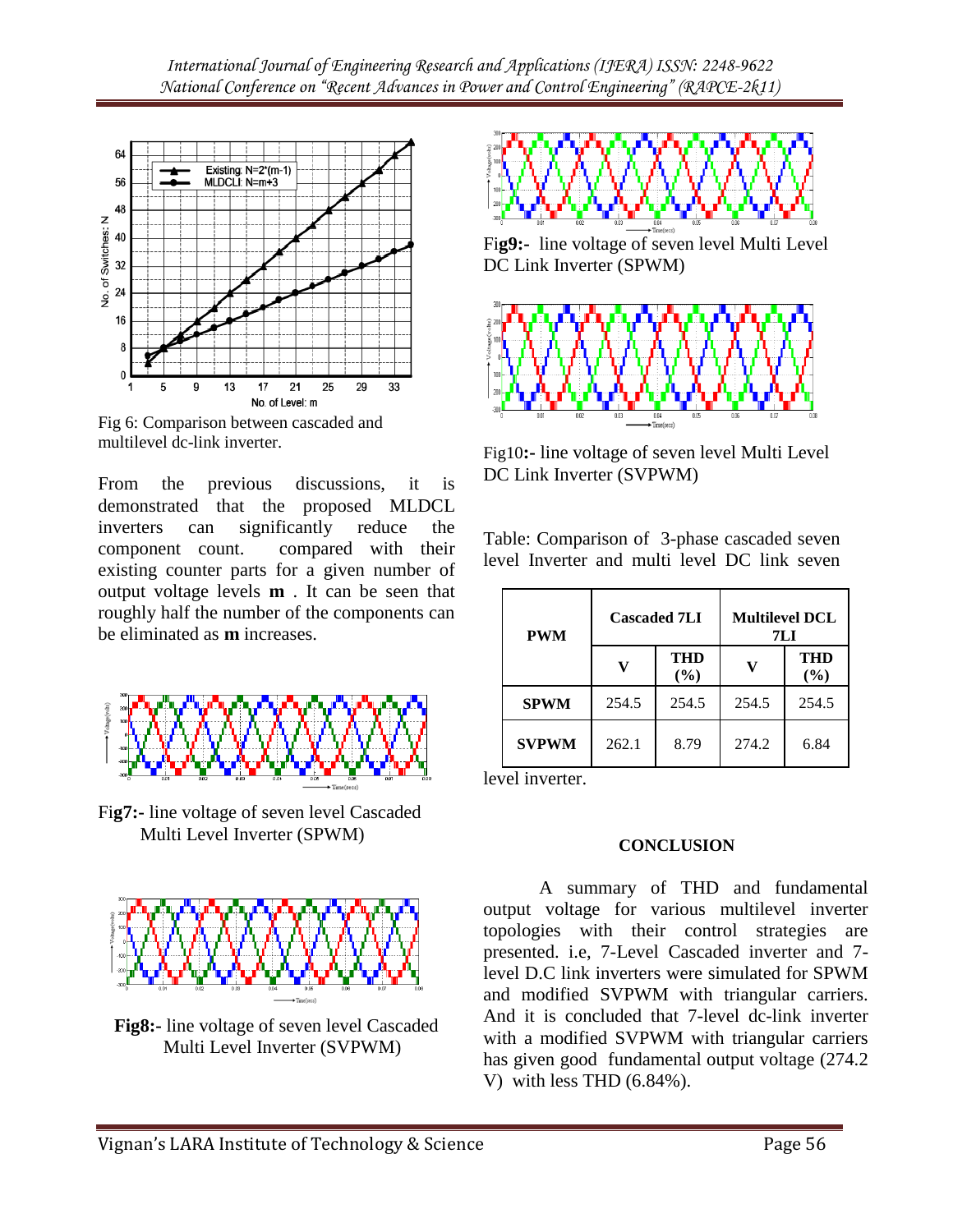Fig 6: Comparison between cascaded and multilevel dc-link inverter.

From the previous discussions, it is demonstrated that the proposed MLDCL inverters can significantly reduce the component count. compared with their existing counter parts for a given number of output voltage levels **m** . It can be seen that roughly half the number of the components can be eliminated as **m** increases.

Fig**7:-** line voltage of seven level Cascaded Multi Level Inverter (SPWM)

**Fig8:-** line voltage of seven level Cascaded Multi Level Inverter (SVPWM)

Fig**9:-** line voltage of seven level Multi Level DC Link Inverter (SPWM)

Fig10**:-** line voltage of seven level Multi Level DC Link Inverter (SVPWM)

Table: Comparison of 3-phase cascaded seven level Inverter and multi level DC link seven level inverter.

| PWM | Cascaded 7LI | | Multilevel DCL 7LI | |
|---|---|---|---|---|
| | V | THD (%) | V | THD (%) |
| SPWM | 254.5 | 254.5 | 254.5 | 254.5 |
| SVPWM | 262.1 | 8.79 | 274.2 | 6.84 |

## CONCLUSION

A summary of THD and fundamental output voltage for various multilevel inverter topologies with their control strategies are presented. i.e, 7-Level Cascaded inverter and 7-level D.C link inverters were simulated for SPWM and modified SVPWM with triangular carriers. And it is concluded that 7-level dc-link inverter with a modified SVPWM with triangular carriers has given good fundamental output voltage (274.2 V) with less THD (6.84%).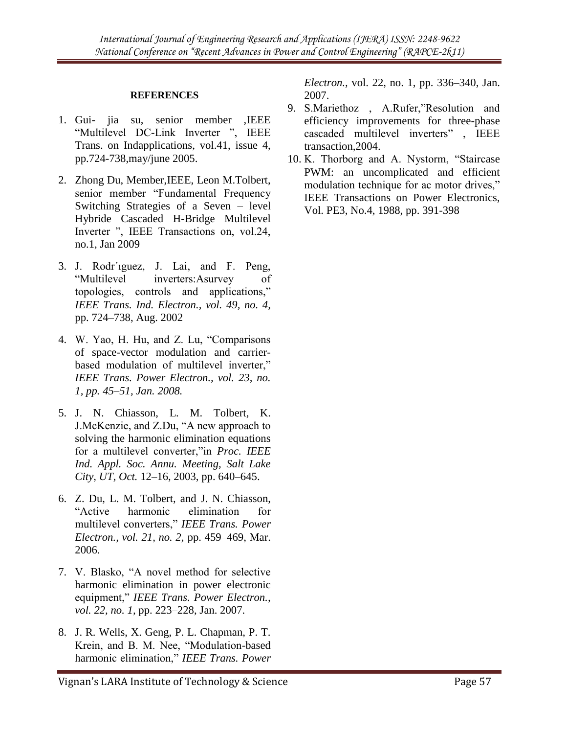**REFERENCES**

1. Gui- jia su, senior member ,IEEE "Multilevel DC-Link Inverter ", IEEE Trans. on Indapplications, vol.41, issue 4, pp.724-738,may/june 2005.

2. Zhong Du, Member,IEEE, Leon M.Tolbert, senior member "Fundamental Frequency Switching Strategies of a Seven – level Hybride Cascaded H-Bridge Multilevel Inverter ", IEEE Transactions on, vol.24, no.1, Jan 2009

3. J. Rodr´ıguez, J. Lai, and F. Peng, "Multilevel inverters:Asurvey of topologies, controls and applications," *IEEE Trans. Ind. Electron., vol. 49, no. 4,* pp. 724–738, Aug. 2002

4. W. Yao, H. Hu, and Z. Lu, "Comparisons of space-vector modulation and carrier-based modulation of multilevel inverter," *IEEE Trans. Power Electron., vol. 23, no. 1, pp. 45–51, Jan. 2008.*

5. J. N. Chiasson, L. M. Tolbert, K. J.McKenzie, and Z.Du, "A new approach to solving the harmonic elimination equations for a multilevel converter,"in *Proc. IEEE Ind. Appl. Soc. Annu. Meeting, Salt Lake City, UT, Oct.* 12–16, 2003, pp. 640–645.

6. Z. Du, L. M. Tolbert, and J. N. Chiasson, "Active harmonic elimination for multilevel converters," *IEEE Trans. Power Electron., vol. 21, no. 2,* pp. 459–469, Mar. 2006.

7. V. Blasko, "A novel method for selective harmonic elimination in power electronic equipment," *IEEE Trans. Power Electron., vol. 22, no. 1,* pp. 223–228, Jan. 2007.

8. J. R. Wells, X. Geng, P. L. Chapman, P. T. Krein, and B. M. Nee, "Modulation-based harmonic elimination," *IEEE Trans. Power Electron.,* vol. 22, no. 1, pp. 336–340, Jan. 2007.

9. S.Mariethoz , A.Rufer,"Resolution and efficiency improvements for three-phase cascaded multilevel inverters" , IEEE transaction,2004.

10. K. Thorborg and A. Nystorm, "Staircase PWM: an uncomplicated and efficient modulation technique for ac motor drives," IEEE Transactions on Power Electronics, Vol. PE3, No.4, 1988, pp. 391-398